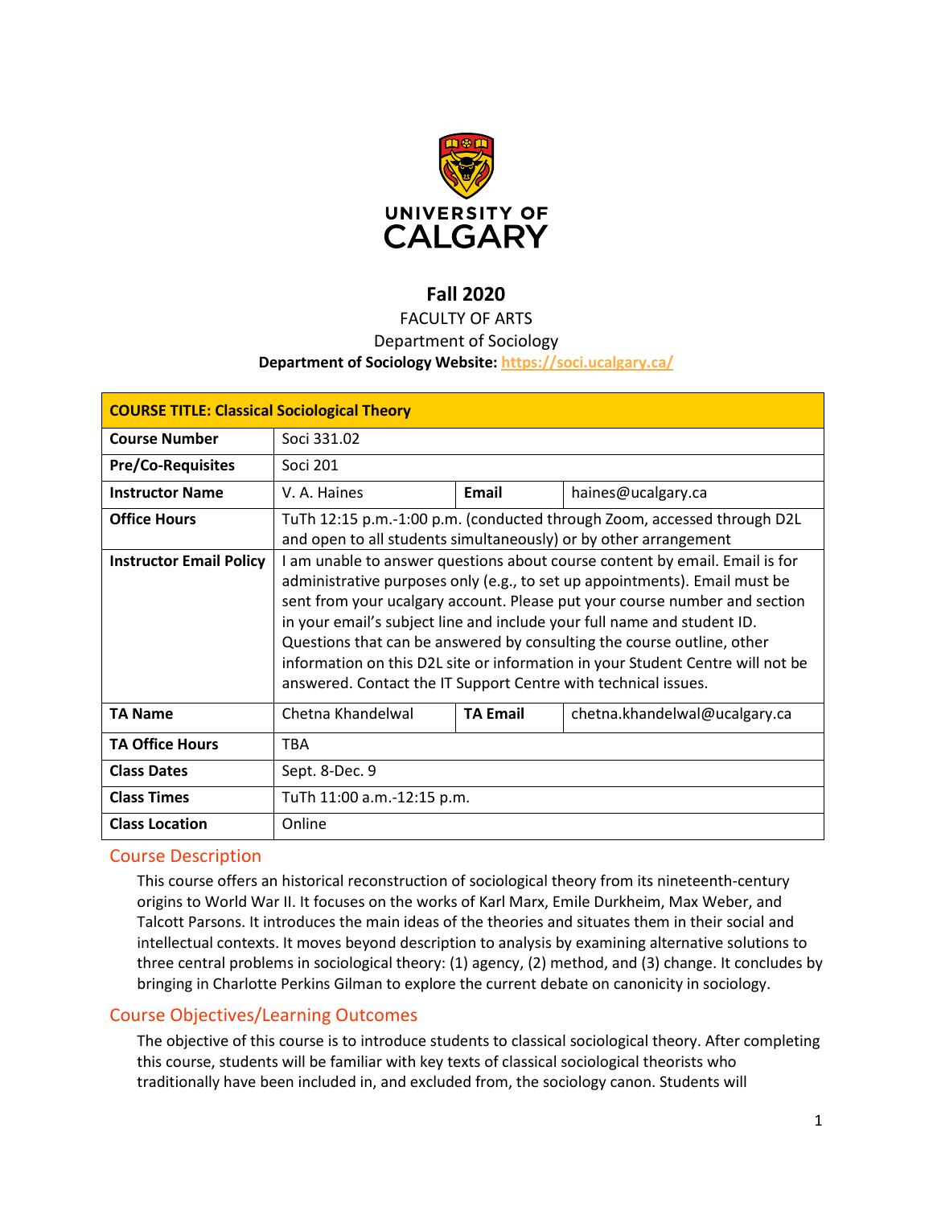**UNIVERSITY OF CALGARY**

# Fall 2020

FACULTY OF ARTS

Department of Sociology

**Department of Sociology Website:** https://soci.ucalgary.ca/

| **COURSE TITLE: Classical Sociological Theory** | | | |
|---|---|---|---|
| **Course Number** | Soci 331.02 | | |
| **Pre/Co-Requisites** | Soci 201 | | |
| **Instructor Name** | V. A. Haines | **Email** | haines@ucalgary.ca |
| **Office Hours** | TuTh 12:15 p.m.-1:00 p.m. (conducted through Zoom, accessed through D2L and open to all students simultaneously) or by other arrangement | | |
| **Instructor Email Policy** | I am unable to answer questions about course content by email. Email is for administrative purposes only (e.g., to set up appointments). Email must be sent from your ucalgary account. Please put your course number and section in your email's subject line and include your full name and student ID. Questions that can be answered by consulting the course outline, other information on this D2L site or information in your Student Centre will not be answered. Contact the IT Support Centre with technical issues. | | |
| **TA Name** | Chetna Khandelwal | **TA Email** | chetna.khandelwal@ucalgary.ca |
| **TA Office Hours** | TBA | | |
| **Class Dates** | Sept. 8-Dec. 9 | | |
| **Class Times** | TuTh 11:00 a.m.-12:15 p.m. | | |
| **Class Location** | Online | | |

## Course Description

This course offers an historical reconstruction of sociological theory from its nineteenth-century origins to World War II. It focuses on the works of Karl Marx, Emile Durkheim, Max Weber, and Talcott Parsons. It introduces the main ideas of the theories and situates them in their social and intellectual contexts. It moves beyond description to analysis by examining alternative solutions to three central problems in sociological theory: (1) agency, (2) method, and (3) change. It concludes by bringing in Charlotte Perkins Gilman to explore the current debate on canonicity in sociology.

## Course Objectives/Learning Outcomes

The objective of this course is to introduce students to classical sociological theory. After completing this course, students will be familiar with key texts of classical sociological theorists who traditionally have been included in, and excluded from, the sociology canon. Students will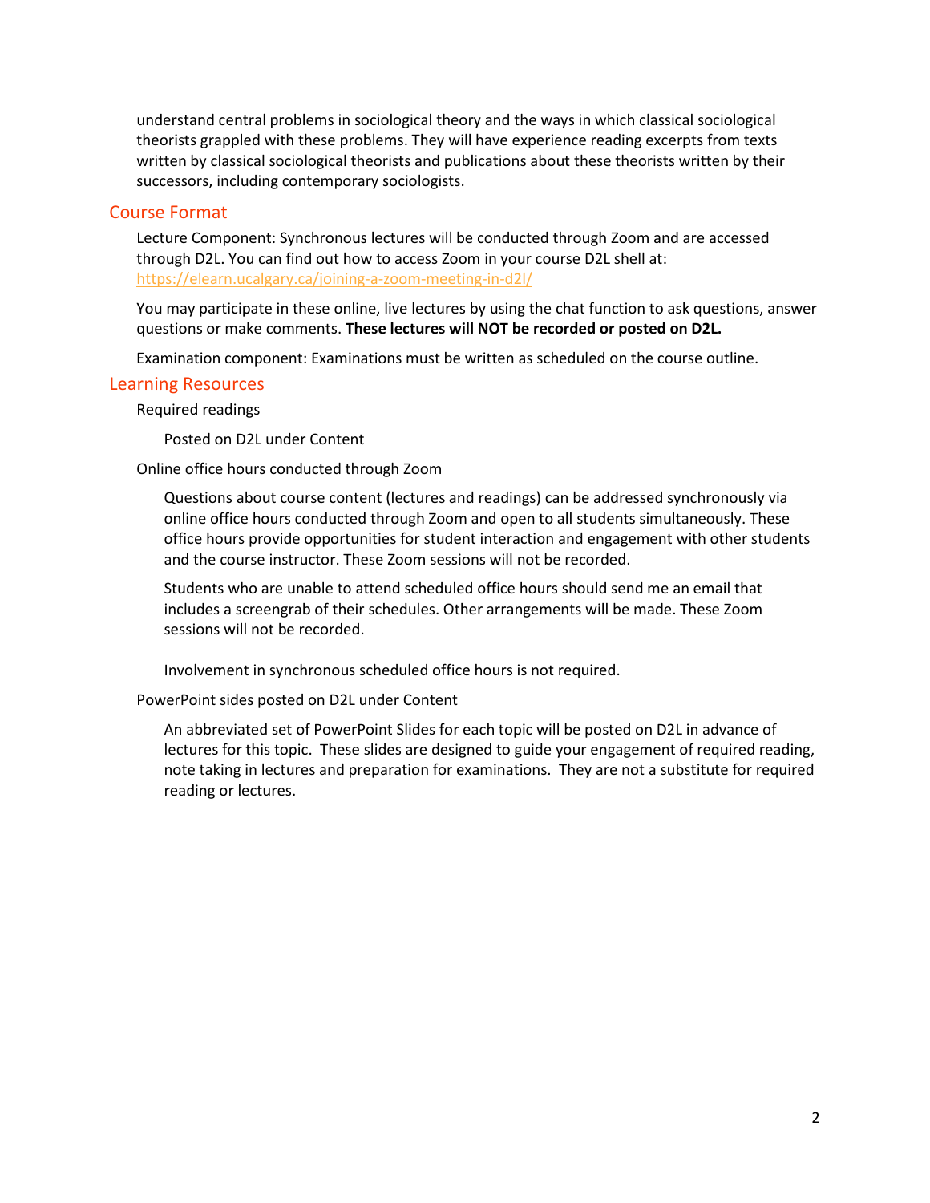understand central problems in sociological theory and the ways in which classical sociological theorists grappled with these problems. They will have experience reading excerpts from texts written by classical sociological theorists and publications about these theorists written by their successors, including contemporary sociologists.

## Course Format

Lecture Component: Synchronous lectures will be conducted through Zoom and are accessed through D2L. You can find out how to access Zoom in your course D2L shell at: https://elearn.ucalgary.ca/joining-a-zoom-meeting-in-d2l/

You may participate in these online, live lectures by using the chat function to ask questions, answer questions or make comments. **These lectures will NOT be recorded or posted on D2L.**

Examination component: Examinations must be written as scheduled on the course outline.

## Learning Resources

Required readings

Posted on D2L under Content

Online office hours conducted through Zoom

Questions about course content (lectures and readings) can be addressed synchronously via online office hours conducted through Zoom and open to all students simultaneously. These office hours provide opportunities for student interaction and engagement with other students and the course instructor. These Zoom sessions will not be recorded.

Students who are unable to attend scheduled office hours should send me an email that includes a screengrab of their schedules. Other arrangements will be made. These Zoom sessions will not be recorded.

Involvement in synchronous scheduled office hours is not required.

PowerPoint sides posted on D2L under Content

An abbreviated set of PowerPoint Slides for each topic will be posted on D2L in advance of lectures for this topic. These slides are designed to guide your engagement of required reading, note taking in lectures and preparation for examinations. They are not a substitute for required reading or lectures.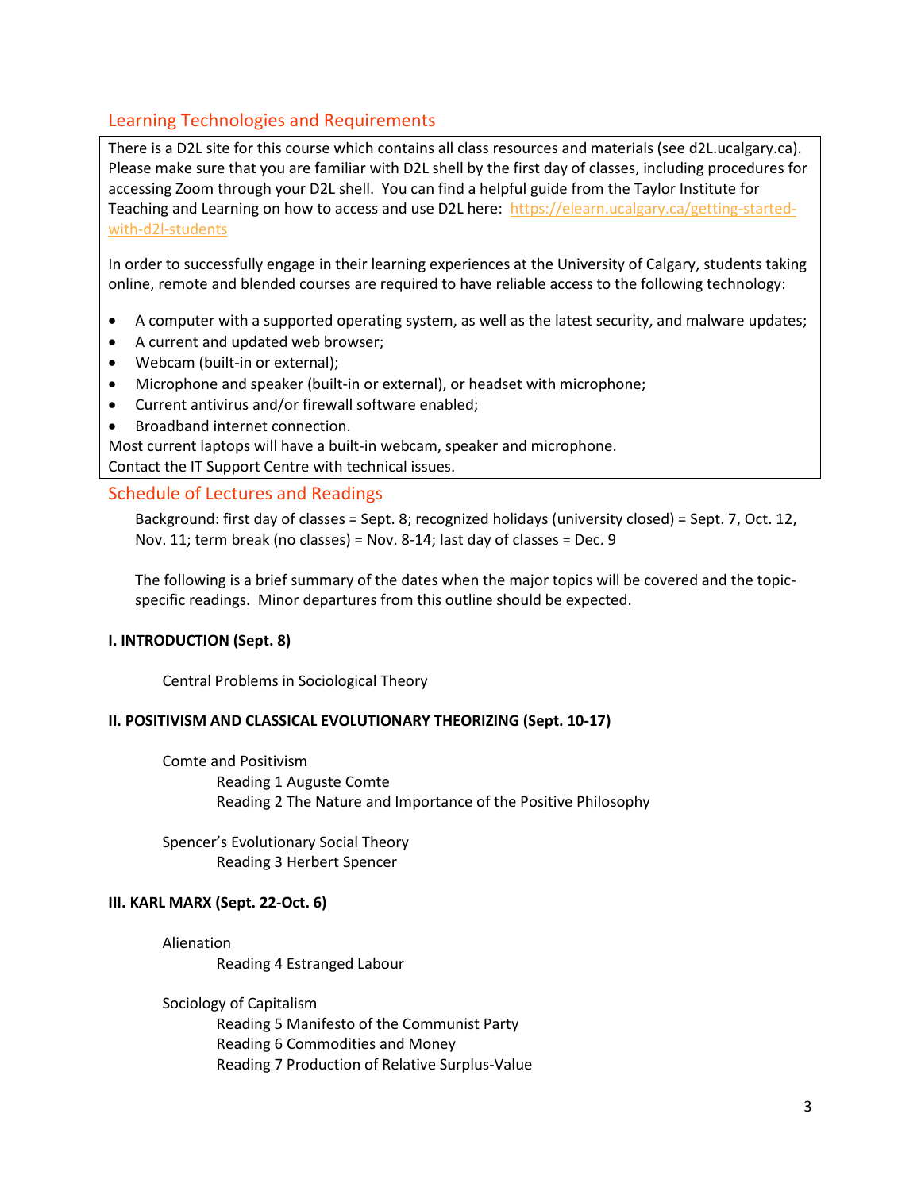## Learning Technologies and Requirements

There is a D2L site for this course which contains all class resources and materials (see d2L.ucalgary.ca). Please make sure that you are familiar with D2L shell by the first day of classes, including procedures for accessing Zoom through your D2L shell. You can find a helpful guide from the Taylor Institute for Teaching and Learning on how to access and use D2L here: https://elearn.ucalgary.ca/getting-started-with-d2l-students

In order to successfully engage in their learning experiences at the University of Calgary, students taking online, remote and blended courses are required to have reliable access to the following technology:

- A computer with a supported operating system, as well as the latest security, and malware updates;
- A current and updated web browser;
- Webcam (built-in or external);
- Microphone and speaker (built-in or external), or headset with microphone;
- Current antivirus and/or firewall software enabled;
- Broadband internet connection.

Most current laptops will have a built-in webcam, speaker and microphone.
Contact the IT Support Centre with technical issues.

## Schedule of Lectures and Readings

Background: first day of classes = Sept. 8; recognized holidays (university closed) = Sept. 7, Oct. 12, Nov. 11; term break (no classes) = Nov. 8-14; last day of classes = Dec. 9

The following is a brief summary of the dates when the major topics will be covered and the topic-specific readings. Minor departures from this outline should be expected.

**I. INTRODUCTION (Sept. 8)**

Central Problems in Sociological Theory

**II. POSITIVISM AND CLASSICAL EVOLUTIONARY THEORIZING (Sept. 10-17)**

Comte and Positivism
- Reading 1 Auguste Comte
- Reading 2 The Nature and Importance of the Positive Philosophy

Spencer's Evolutionary Social Theory
- Reading 3 Herbert Spencer

**III. KARL MARX (Sept. 22-Oct. 6)**

Alienation
- Reading 4 Estranged Labour

Sociology of Capitalism
- Reading 5 Manifesto of the Communist Party
- Reading 6 Commodities and Money
- Reading 7 Production of Relative Surplus-Value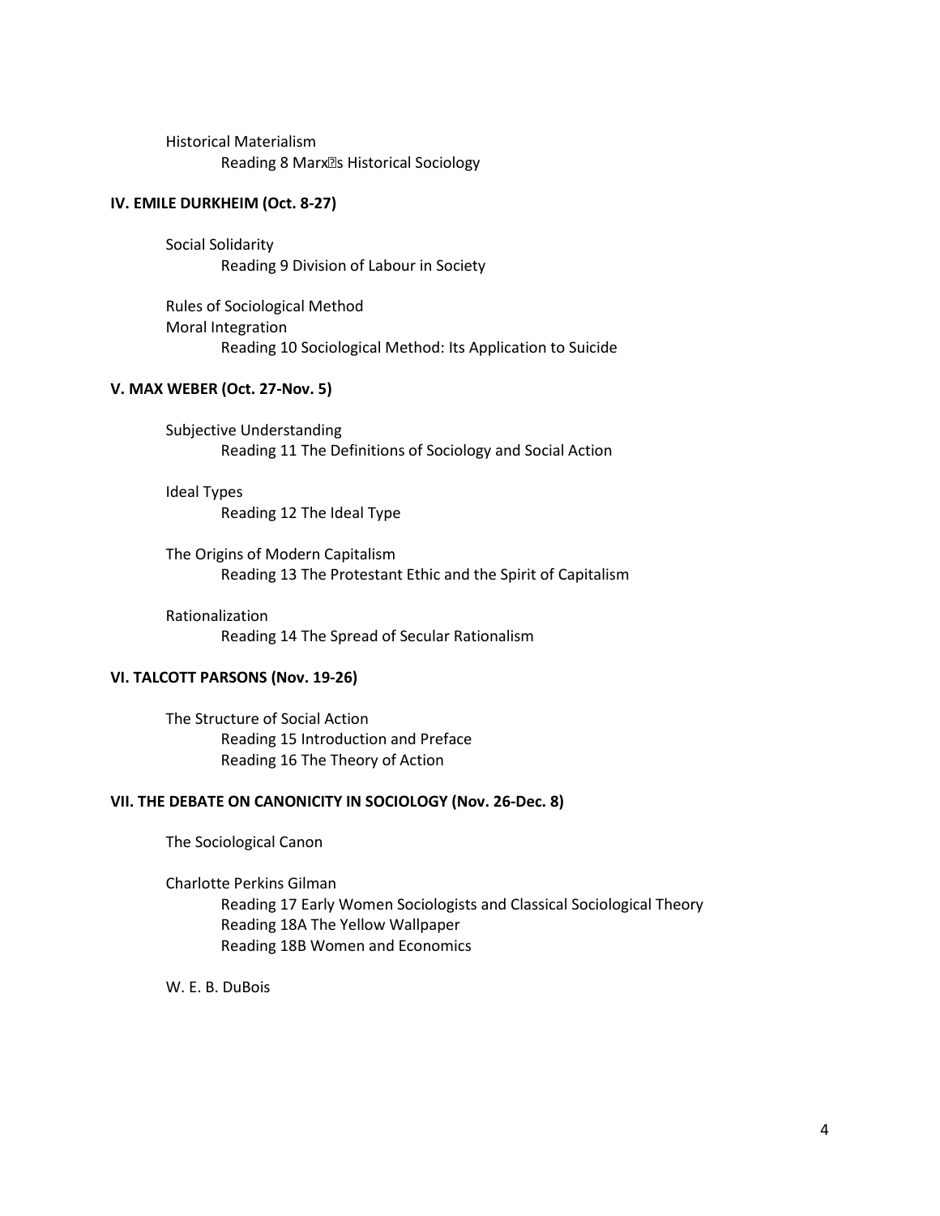Historical Materialism

Reading 8 Marx's Historical Sociology

### IV. EMILE DURKHEIM (Oct. 8-27)

Social Solidarity

Reading 9 Division of Labour in Society

Rules of Sociological Method

Moral Integration

Reading 10 Sociological Method: Its Application to Suicide

### V. MAX WEBER (Oct. 27-Nov. 5)

Subjective Understanding

Reading 11 The Definitions of Sociology and Social Action

Ideal Types

Reading 12 The Ideal Type

The Origins of Modern Capitalism

Reading 13 The Protestant Ethic and the Spirit of Capitalism

Rationalization

Reading 14 The Spread of Secular Rationalism

### VI. TALCOTT PARSONS (Nov. 19-26)

The Structure of Social Action

Reading 15 Introduction and Preface

Reading 16 The Theory of Action

### VII. THE DEBATE ON CANONICITY IN SOCIOLOGY (Nov. 26-Dec. 8)

The Sociological Canon

Charlotte Perkins Gilman

Reading 17 Early Women Sociologists and Classical Sociological Theory

Reading 18A The Yellow Wallpaper

Reading 18B Women and Economics

W. E. B. DuBois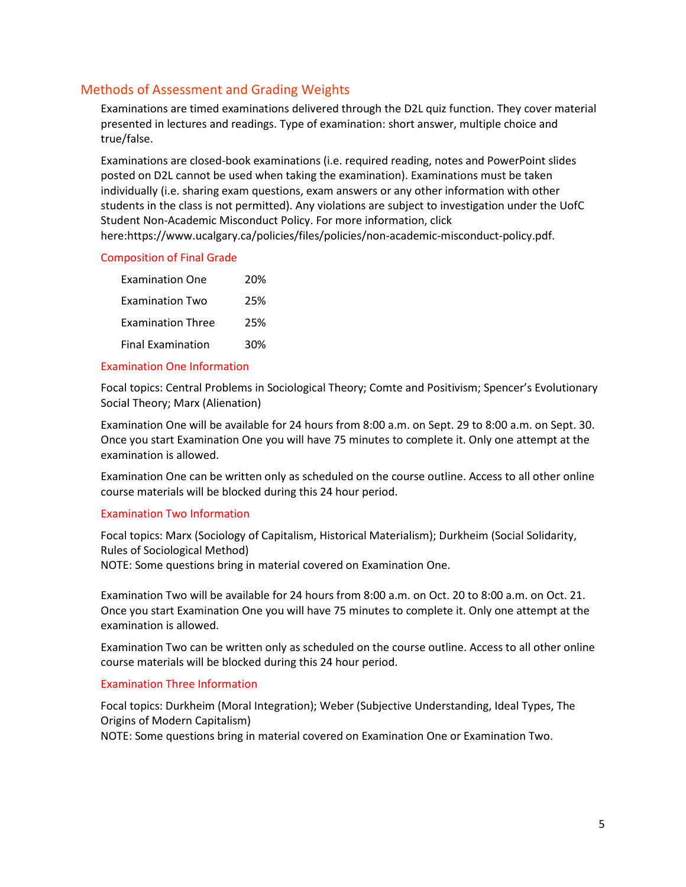## Methods of Assessment and Grading Weights

Examinations are timed examinations delivered through the D2L quiz function. They cover material presented in lectures and readings. Type of examination: short answer, multiple choice and true/false.

Examinations are closed-book examinations (i.e. required reading, notes and PowerPoint slides posted on D2L cannot be used when taking the examination). Examinations must be taken individually (i.e. sharing exam questions, exam answers or any other information with other students in the class is not permitted). Any violations are subject to investigation under the UofC Student Non-Academic Misconduct Policy. For more information, click here:https://www.ucalgary.ca/policies/files/policies/non-academic-misconduct-policy.pdf.

### Composition of Final Grade

| | |
|---|---|
| Examination One | 20% |
| Examination Two | 25% |
| Examination Three | 25% |
| Final Examination | 30% |

### Examination One Information

Focal topics: Central Problems in Sociological Theory; Comte and Positivism; Spencer's Evolutionary Social Theory; Marx (Alienation)

Examination One will be available for 24 hours from 8:00 a.m. on Sept. 29 to 8:00 a.m. on Sept. 30. Once you start Examination One you will have 75 minutes to complete it. Only one attempt at the examination is allowed.

Examination One can be written only as scheduled on the course outline. Access to all other online course materials will be blocked during this 24 hour period.

### Examination Two Information

Focal topics: Marx (Sociology of Capitalism, Historical Materialism); Durkheim (Social Solidarity, Rules of Sociological Method)
NOTE: Some questions bring in material covered on Examination One.

Examination Two will be available for 24 hours from 8:00 a.m. on Oct. 20 to 8:00 a.m. on Oct. 21. Once you start Examination One you will have 75 minutes to complete it. Only one attempt at the examination is allowed.

Examination Two can be written only as scheduled on the course outline. Access to all other online course materials will be blocked during this 24 hour period.

### Examination Three Information

Focal topics: Durkheim (Moral Integration); Weber (Subjective Understanding, Ideal Types, The Origins of Modern Capitalism)
NOTE: Some questions bring in material covered on Examination One or Examination Two.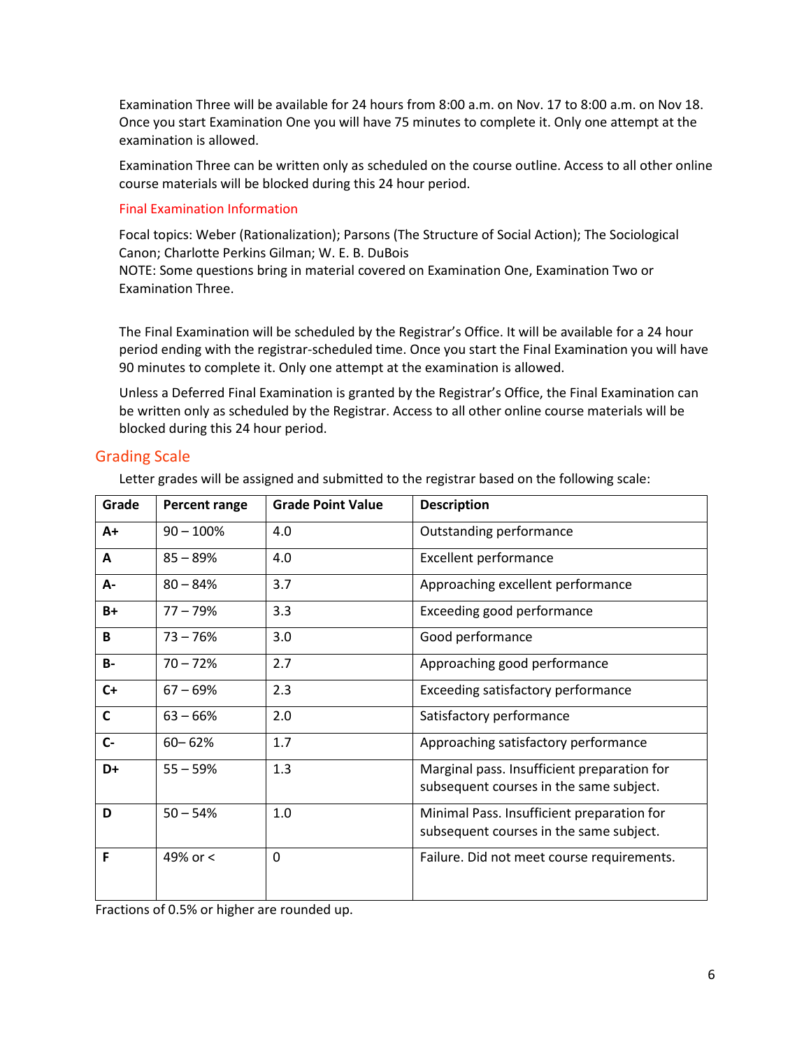Examination Three will be available for 24 hours from 8:00 a.m. on Nov. 17 to 8:00 a.m. on Nov 18. Once you start Examination One you will have 75 minutes to complete it. Only one attempt at the examination is allowed.

Examination Three can be written only as scheduled on the course outline. Access to all other online course materials will be blocked during this 24 hour period.

### Final Examination Information

Focal topics: Weber (Rationalization); Parsons (The Structure of Social Action); The Sociological Canon; Charlotte Perkins Gilman; W. E. B. DuBois
NOTE: Some questions bring in material covered on Examination One, Examination Two or Examination Three.

The Final Examination will be scheduled by the Registrar's Office. It will be available for a 24 hour period ending with the registrar-scheduled time. Once you start the Final Examination you will have 90 minutes to complete it. Only one attempt at the examination is allowed.

Unless a Deferred Final Examination is granted by the Registrar's Office, the Final Examination can be written only as scheduled by the Registrar. Access to all other online course materials will be blocked during this 24 hour period.

## Grading Scale

Letter grades will be assigned and submitted to the registrar based on the following scale:

| Grade | Percent range | Grade Point Value | Description |
|---|---|---|---|
| **A+** | 90 – 100% | 4.0 | Outstanding performance |
| **A** | 85 – 89% | 4.0 | Excellent performance |
| **A-** | 80 – 84% | 3.7 | Approaching excellent performance |
| **B+** | 77 – 79% | 3.3 | Exceeding good performance |
| **B** | 73 – 76% | 3.0 | Good performance |
| **B-** | 70 – 72% | 2.7 | Approaching good performance |
| **C+** | 67 – 69% | 2.3 | Exceeding satisfactory performance |
| **C** | 63 – 66% | 2.0 | Satisfactory performance |
| **C-** | 60– 62% | 1.7 | Approaching satisfactory performance |
| **D+** | 55 – 59% | 1.3 | Marginal pass. Insufficient preparation for subsequent courses in the same subject. |
| **D** | 50 – 54% | 1.0 | Minimal Pass. Insufficient preparation for subsequent courses in the same subject. |
| **F** | 49% or < | 0 | Failure. Did not meet course requirements. |

Fractions of 0.5% or higher are rounded up.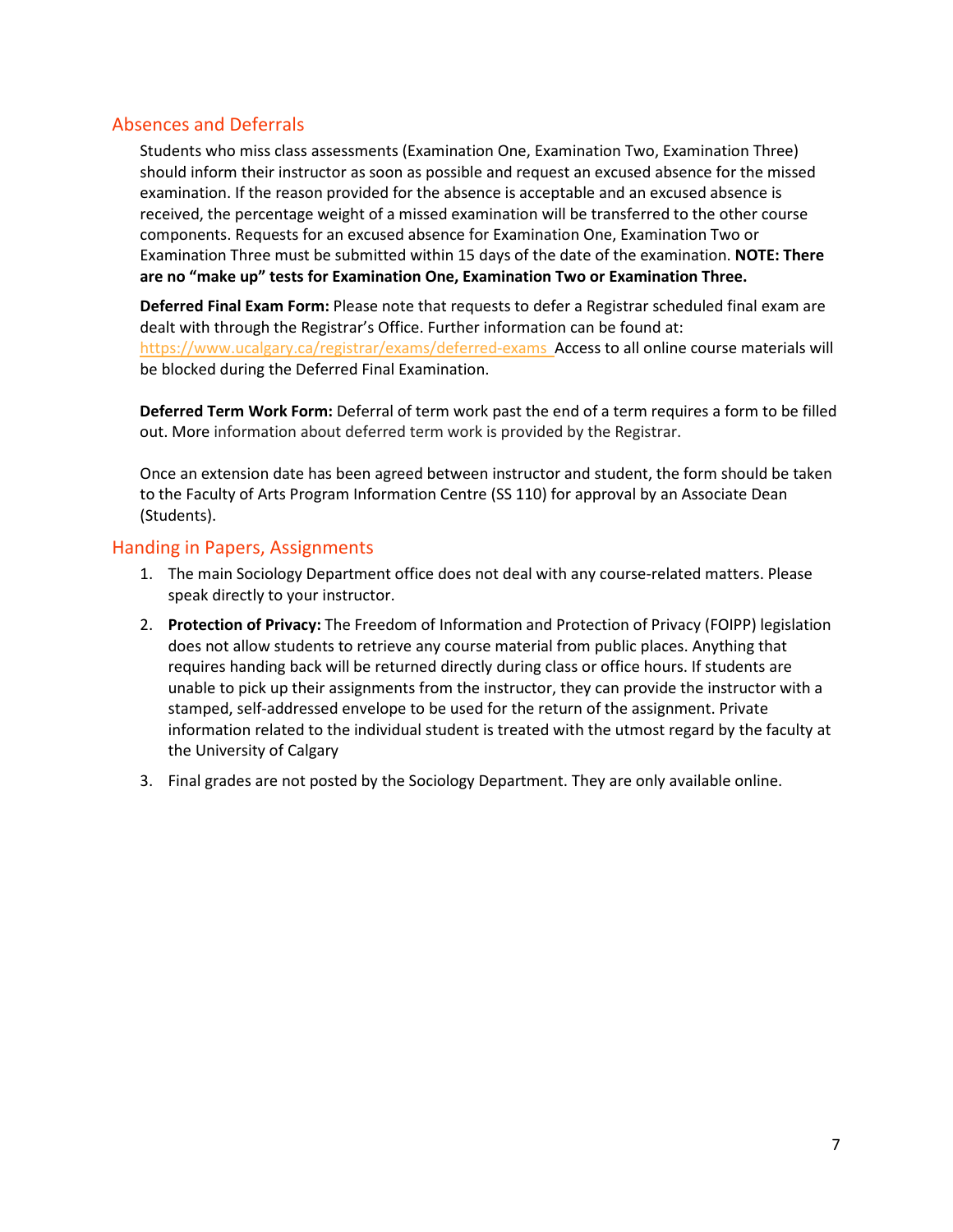## Absences and Deferrals

Students who miss class assessments (Examination One, Examination Two, Examination Three) should inform their instructor as soon as possible and request an excused absence for the missed examination. If the reason provided for the absence is acceptable and an excused absence is received, the percentage weight of a missed examination will be transferred to the other course components. Requests for an excused absence for Examination One, Examination Two or Examination Three must be submitted within 15 days of the date of the examination. **NOTE: There are no "make up" tests for Examination One, Examination Two or Examination Three.**

**Deferred Final Exam Form:** Please note that requests to defer a Registrar scheduled final exam are dealt with through the Registrar's Office. Further information can be found at: https://www.ucalgary.ca/registrar/exams/deferred-exams Access to all online course materials will be blocked during the Deferred Final Examination.

**Deferred Term Work Form:** Deferral of term work past the end of a term requires a form to be filled out. More information about deferred term work is provided by the Registrar.

Once an extension date has been agreed between instructor and student, the form should be taken to the Faculty of Arts Program Information Centre (SS 110) for approval by an Associate Dean (Students).

## Handing in Papers, Assignments

1. The main Sociology Department office does not deal with any course-related matters. Please speak directly to your instructor.
2. **Protection of Privacy:** The Freedom of Information and Protection of Privacy (FOIPP) legislation does not allow students to retrieve any course material from public places. Anything that requires handing back will be returned directly during class or office hours. If students are unable to pick up their assignments from the instructor, they can provide the instructor with a stamped, self-addressed envelope to be used for the return of the assignment. Private information related to the individual student is treated with the utmost regard by the faculty at the University of Calgary
3. Final grades are not posted by the Sociology Department. They are only available online.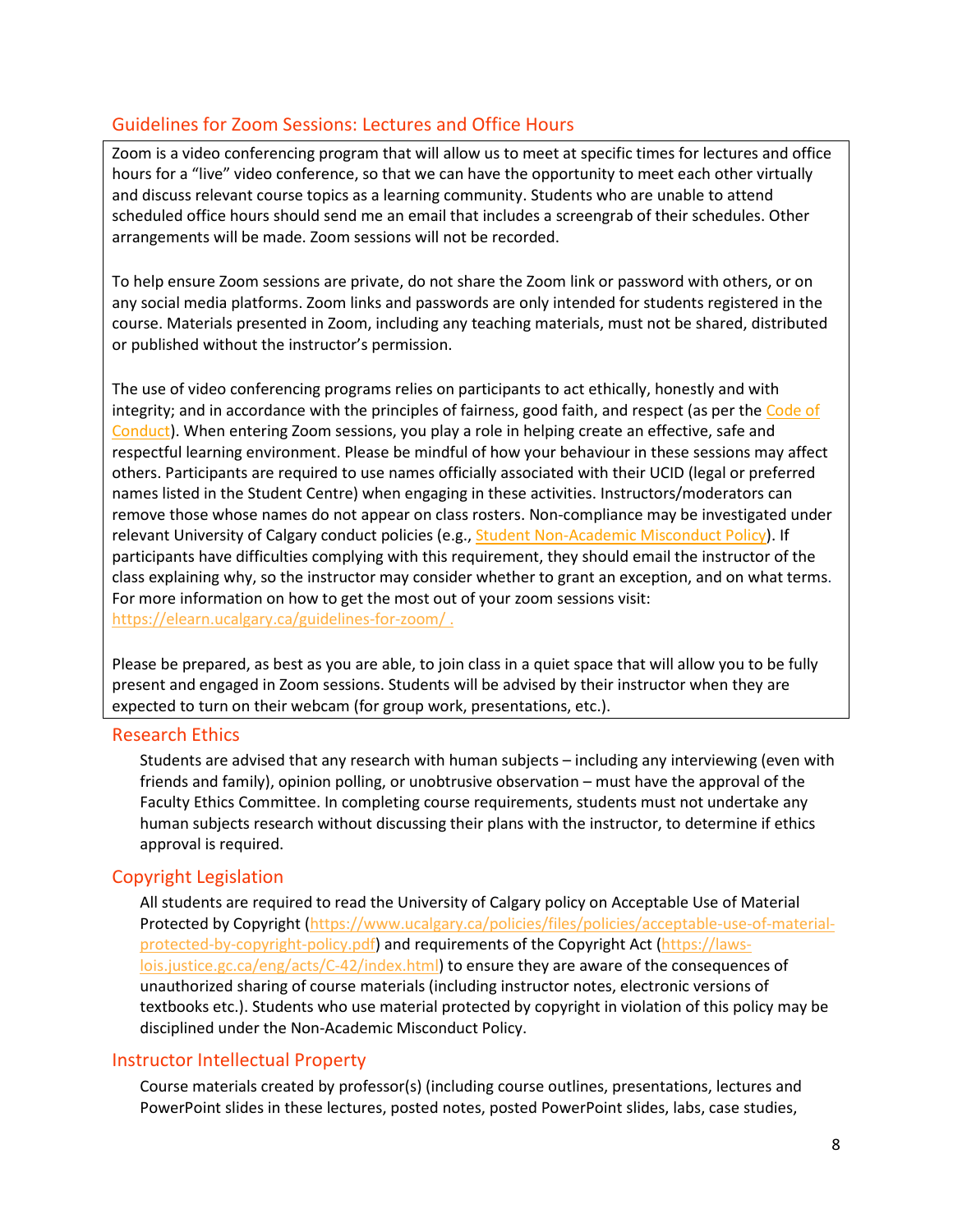## Guidelines for Zoom Sessions: Lectures and Office Hours

Zoom is a video conferencing program that will allow us to meet at specific times for lectures and office hours for a "live" video conference, so that we can have the opportunity to meet each other virtually and discuss relevant course topics as a learning community. Students who are unable to attend scheduled office hours should send me an email that includes a screengrab of their schedules. Other arrangements will be made. Zoom sessions will not be recorded.

To help ensure Zoom sessions are private, do not share the Zoom link or password with others, or on any social media platforms. Zoom links and passwords are only intended for students registered in the course. Materials presented in Zoom, including any teaching materials, must not be shared, distributed or published without the instructor's permission.

The use of video conferencing programs relies on participants to act ethically, honestly and with integrity; and in accordance with the principles of fairness, good faith, and respect (as per the Code of Conduct). When entering Zoom sessions, you play a role in helping create an effective, safe and respectful learning environment. Please be mindful of how your behaviour in these sessions may affect others. Participants are required to use names officially associated with their UCID (legal or preferred names listed in the Student Centre) when engaging in these activities. Instructors/moderators can remove those whose names do not appear on class rosters. Non-compliance may be investigated under relevant University of Calgary conduct policies (e.g., Student Non-Academic Misconduct Policy). If participants have difficulties complying with this requirement, they should email the instructor of the class explaining why, so the instructor may consider whether to grant an exception, and on what terms. For more information on how to get the most out of your zoom sessions visit: https://elearn.ucalgary.ca/guidelines-for-zoom/ .

Please be prepared, as best as you are able, to join class in a quiet space that will allow you to be fully present and engaged in Zoom sessions. Students will be advised by their instructor when they are expected to turn on their webcam (for group work, presentations, etc.).

## Research Ethics

Students are advised that any research with human subjects – including any interviewing (even with friends and family), opinion polling, or unobtrusive observation – must have the approval of the Faculty Ethics Committee. In completing course requirements, students must not undertake any human subjects research without discussing their plans with the instructor, to determine if ethics approval is required.

## Copyright Legislation

All students are required to read the University of Calgary policy on Acceptable Use of Material Protected by Copyright (https://www.ucalgary.ca/policies/files/policies/acceptable-use-of-material-protected-by-copyright-policy.pdf) and requirements of the Copyright Act (https://laws-lois.justice.gc.ca/eng/acts/C-42/index.html) to ensure they are aware of the consequences of unauthorized sharing of course materials (including instructor notes, electronic versions of textbooks etc.). Students who use material protected by copyright in violation of this policy may be disciplined under the Non-Academic Misconduct Policy.

## Instructor Intellectual Property

Course materials created by professor(s) (including course outlines, presentations, lectures and PowerPoint slides in these lectures, posted notes, posted PowerPoint slides, labs, case studies,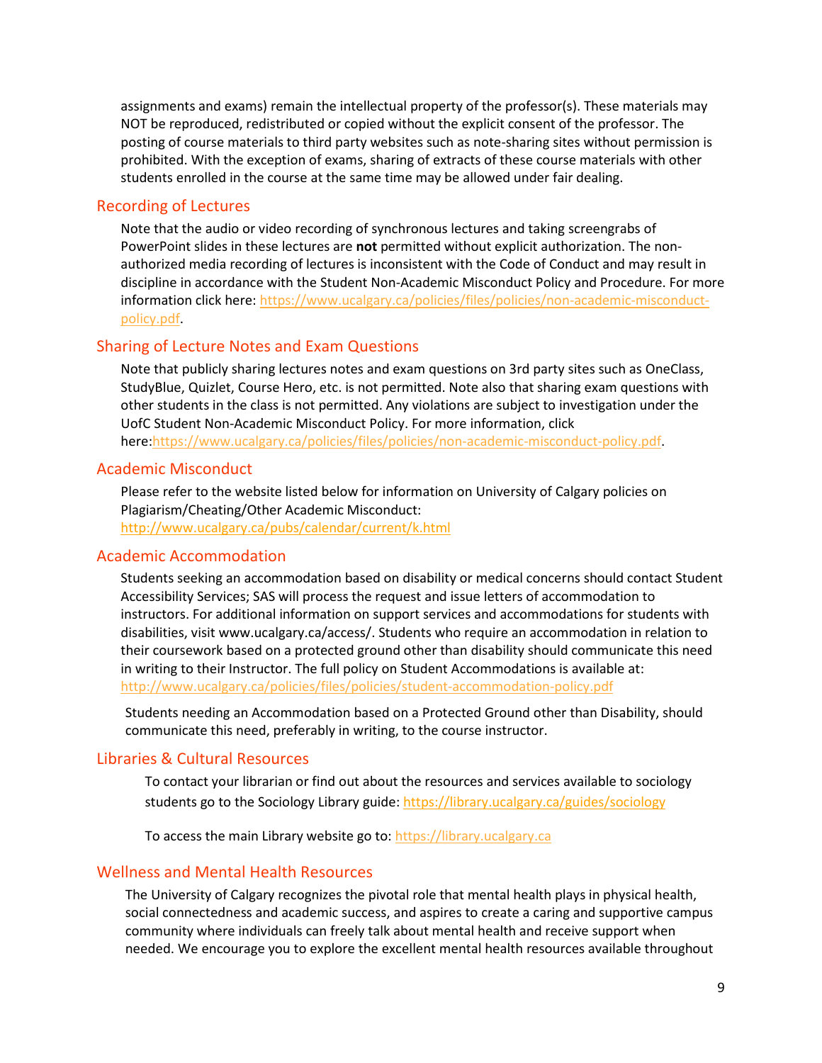assignments and exams) remain the intellectual property of the professor(s). These materials may NOT be reproduced, redistributed or copied without the explicit consent of the professor. The posting of course materials to third party websites such as note-sharing sites without permission is prohibited. With the exception of exams, sharing of extracts of these course materials with other students enrolled in the course at the same time may be allowed under fair dealing.

## Recording of Lectures

Note that the audio or video recording of synchronous lectures and taking screengrabs of PowerPoint slides in these lectures are **not** permitted without explicit authorization. The non-authorized media recording of lectures is inconsistent with the Code of Conduct and may result in discipline in accordance with the Student Non-Academic Misconduct Policy and Procedure. For more information click here: [https://www.ucalgary.ca/policies/files/policies/non-academic-misconduct-policy.pdf](https://www.ucalgary.ca/policies/files/policies/non-academic-misconduct-policy.pdf).

## Sharing of Lecture Notes and Exam Questions

Note that publicly sharing lectures notes and exam questions on 3rd party sites such as OneClass, StudyBlue, Quizlet, Course Hero, etc. is not permitted. Note also that sharing exam questions with other students in the class is not permitted. Any violations are subject to investigation under the UofC Student Non-Academic Misconduct Policy. For more information, click here:[https://www.ucalgary.ca/policies/files/policies/non-academic-misconduct-policy.pdf](https://www.ucalgary.ca/policies/files/policies/non-academic-misconduct-policy.pdf).

## Academic Misconduct

Please refer to the website listed below for information on University of Calgary policies on Plagiarism/Cheating/Other Academic Misconduct:
[http://www.ucalgary.ca/pubs/calendar/current/k.html](http://www.ucalgary.ca/pubs/calendar/current/k.html)

## Academic Accommodation

Students seeking an accommodation based on disability or medical concerns should contact Student Accessibility Services; SAS will process the request and issue letters of accommodation to instructors. For additional information on support services and accommodations for students with disabilities, visit www.ucalgary.ca/access/. Students who require an accommodation in relation to their coursework based on a protected ground other than disability should communicate this need in writing to their Instructor. The full policy on Student Accommodations is available at:
[http://www.ucalgary.ca/policies/files/policies/student-accommodation-policy.pdf](http://www.ucalgary.ca/policies/files/policies/student-accommodation-policy.pdf)

Students needing an Accommodation based on a Protected Ground other than Disability, should communicate this need, preferably in writing, to the course instructor.

## Libraries & Cultural Resources

To contact your librarian or find out about the resources and services available to sociology students go to the Sociology Library guide: [https://library.ucalgary.ca/guides/sociology](https://library.ucalgary.ca/guides/sociology)

To access the main Library website go to: [https://library.ucalgary.ca](https://library.ucalgary.ca)

## Wellness and Mental Health Resources

The University of Calgary recognizes the pivotal role that mental health plays in physical health, social connectedness and academic success, and aspires to create a caring and supportive campus community where individuals can freely talk about mental health and receive support when needed. We encourage you to explore the excellent mental health resources available throughout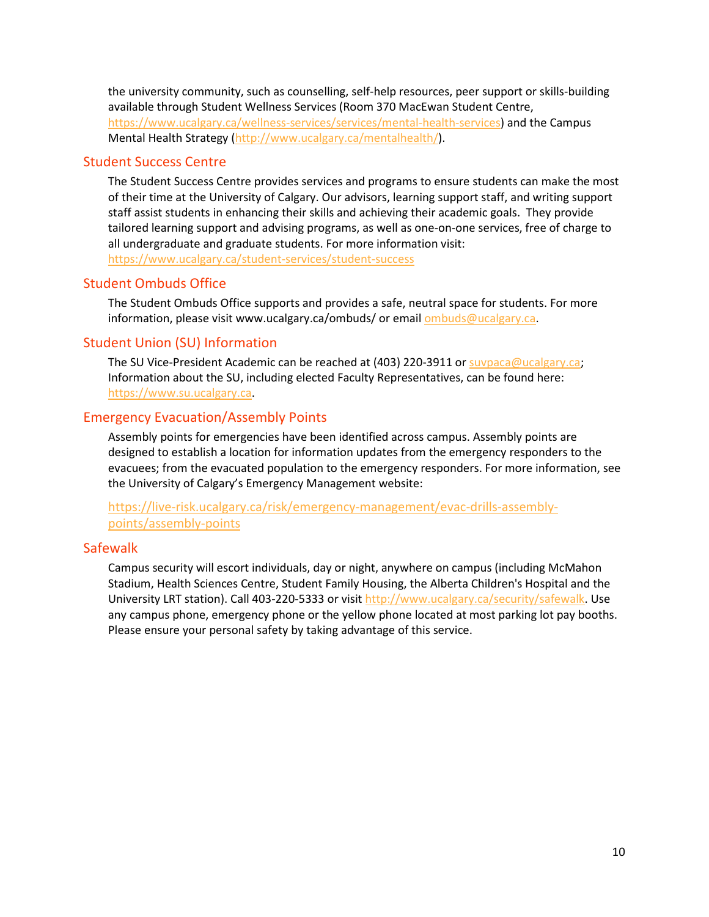the university community, such as counselling, self-help resources, peer support or skills-building available through Student Wellness Services (Room 370 MacEwan Student Centre, https://www.ucalgary.ca/wellness-services/services/mental-health-services) and the Campus Mental Health Strategy (http://www.ucalgary.ca/mentalhealth/).

## Student Success Centre

The Student Success Centre provides services and programs to ensure students can make the most of their time at the University of Calgary. Our advisors, learning support staff, and writing support staff assist students in enhancing their skills and achieving their academic goals. They provide tailored learning support and advising programs, as well as one-on-one services, free of charge to all undergraduate and graduate students. For more information visit: https://www.ucalgary.ca/student-services/student-success

## Student Ombuds Office

The Student Ombuds Office supports and provides a safe, neutral space for students. For more information, please visit www.ucalgary.ca/ombuds/ or email ombuds@ucalgary.ca.

## Student Union (SU) Information

The SU Vice-President Academic can be reached at (403) 220-3911 or suvpaca@ucalgary.ca; Information about the SU, including elected Faculty Representatives, can be found here: https://www.su.ucalgary.ca.

## Emergency Evacuation/Assembly Points

Assembly points for emergencies have been identified across campus. Assembly points are designed to establish a location for information updates from the emergency responders to the evacuees; from the evacuated population to the emergency responders. For more information, see the University of Calgary's Emergency Management website:

https://live-risk.ucalgary.ca/risk/emergency-management/evac-drills-assembly-points/assembly-points

## Safewalk

Campus security will escort individuals, day or night, anywhere on campus (including McMahon Stadium, Health Sciences Centre, Student Family Housing, the Alberta Children's Hospital and the University LRT station). Call 403-220-5333 or visit http://www.ucalgary.ca/security/safewalk. Use any campus phone, emergency phone or the yellow phone located at most parking lot pay booths. Please ensure your personal safety by taking advantage of this service.